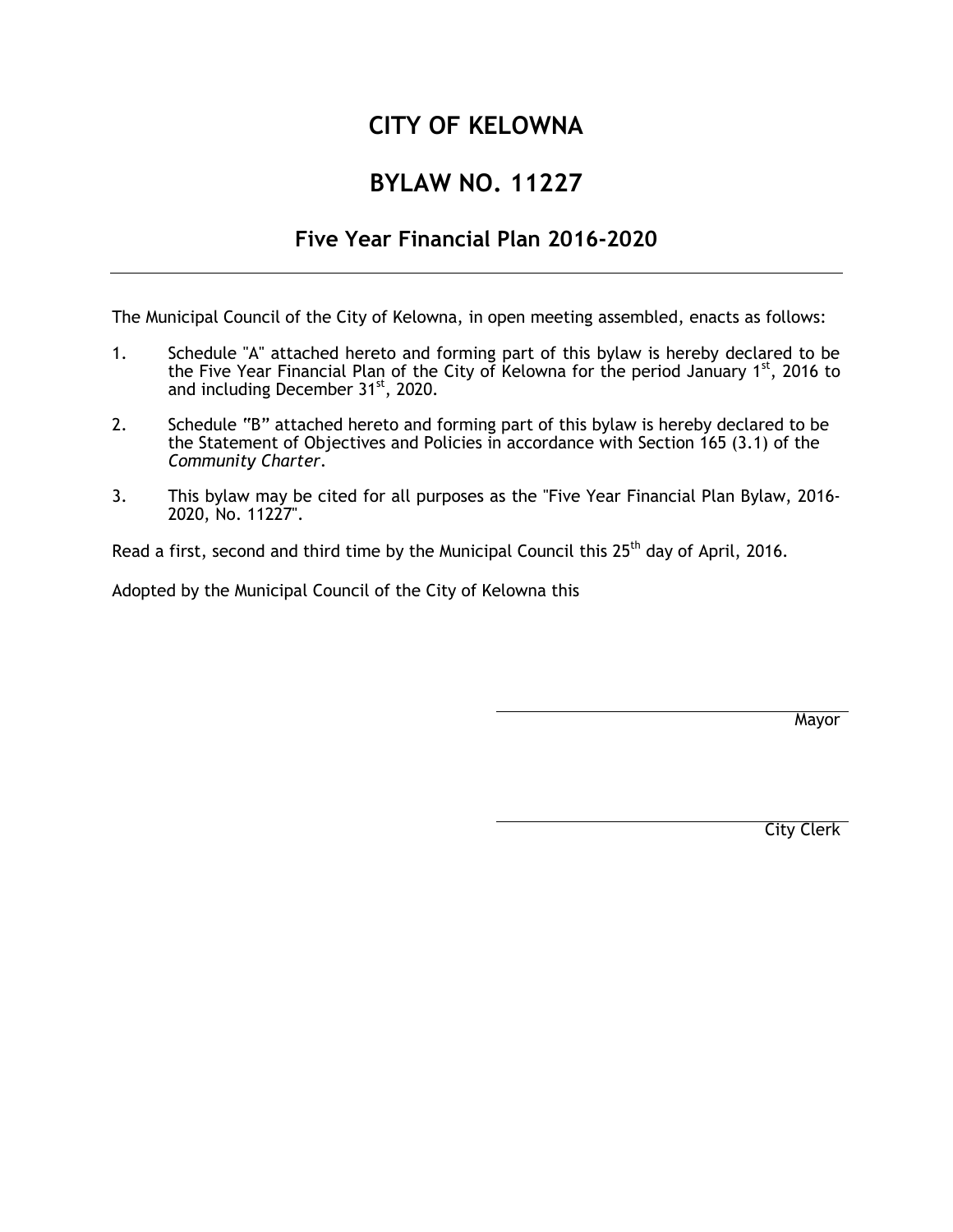# CITY OF KELOWNA

# BYLAW NO. 11227

## Five Year Financial Plan 2016-2020

---

The Municipal Council of the City of Kelowna, in open meeting assembled, enacts as follows:

1. Schedule "A" attached hereto and forming part of this bylaw is hereby declared to be the Five Year Financial Plan of the City of Kelowna for the period January 1st, 2016 to and including December 31st, 2020.

2. Schedule "B" attached hereto and forming part of this bylaw is hereby declared to be the Statement of Objectives and Policies in accordance with Section 165 (3.1) of the *Community Charter*.

3. This bylaw may be cited for all purposes as the "Five Year Financial Plan Bylaw, 2016-2020, No. 11227".

Read a first, second and third time by the Municipal Council this 25th day of April, 2016.

Adopted by the Municipal Council of the City of Kelowna this

_______________________________
Mayor

_______________________________
City Clerk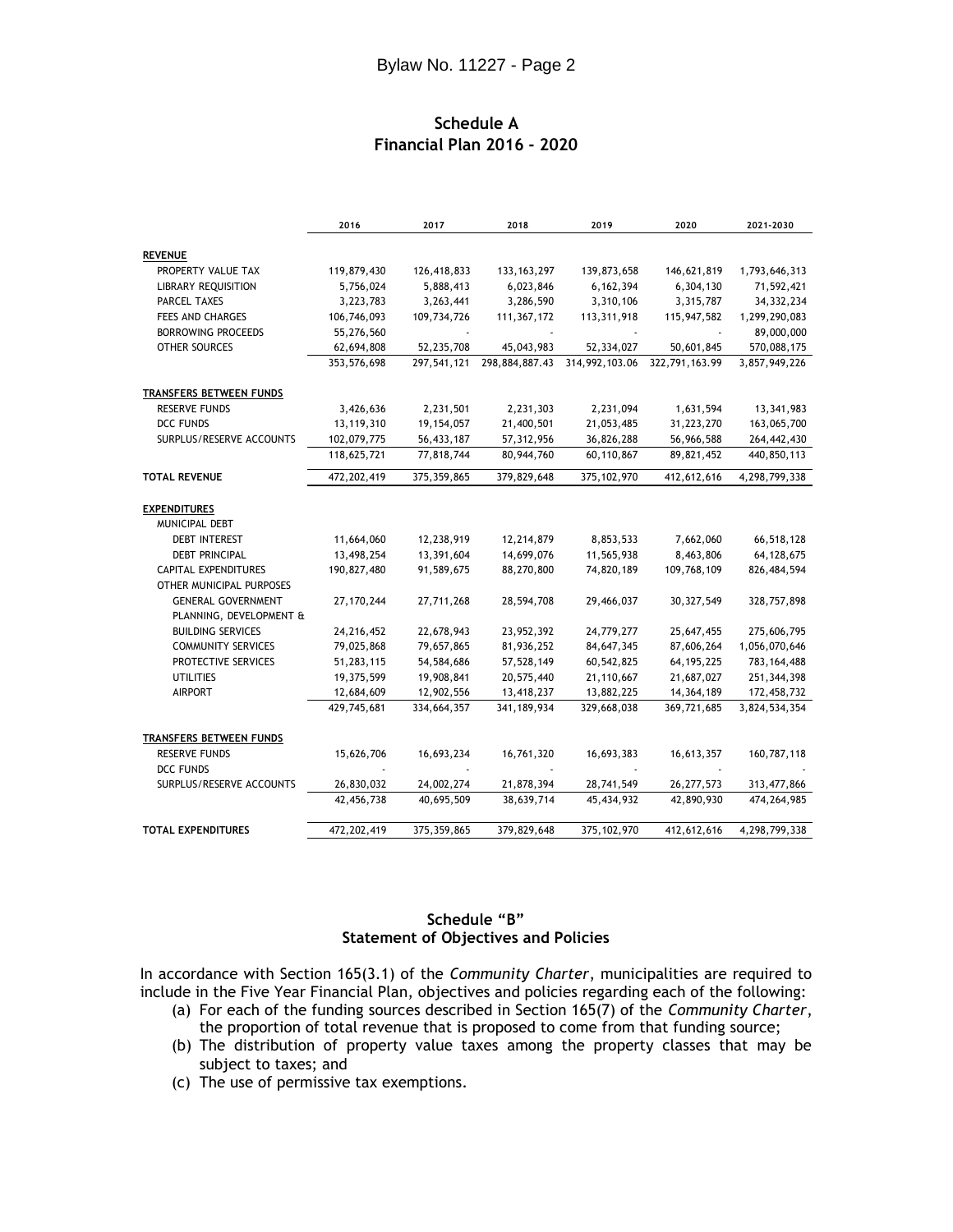## Schedule A
## Financial Plan 2016 - 2020

| | 2016 | 2017 | 2018 | 2019 | 2020 | 2021-2030 |
|---|---|---|---|---|---|---|
| **REVENUE** | | | | | | |
| PROPERTY VALUE TAX | 119,879,430 | 126,418,833 | 133,163,297 | 139,873,658 | 146,621,819 | 1,793,646,313 |
| LIBRARY REQUISITION | 5,756,024 | 5,888,413 | 6,023,846 | 6,162,394 | 6,304,130 | 71,592,421 |
| PARCEL TAXES | 3,223,783 | 3,263,441 | 3,286,590 | 3,310,106 | 3,315,787 | 34,332,234 |
| FEES AND CHARGES | 106,746,093 | 109,734,726 | 111,367,172 | 113,311,918 | 115,947,582 | 1,299,290,083 |
| BORROWING PROCEEDS | 55,276,560 | - | - | - | - | 89,000,000 |
| OTHER SOURCES | 62,694,808 | 52,235,708 | 45,043,983 | 52,334,027 | 50,601,845 | 570,088,175 |
| | 353,576,698 | 297,541,121 | 298,884,887.43 | 314,992,103.06 | 322,791,163.99 | 3,857,949,226 |
| **TRANSFERS BETWEEN FUNDS** | | | | | | |
| RESERVE FUNDS | 3,426,636 | 2,231,501 | 2,231,303 | 2,231,094 | 1,631,594 | 13,341,983 |
| DCC FUNDS | 13,119,310 | 19,154,057 | 21,400,501 | 21,053,485 | 31,223,270 | 163,065,700 |
| SURPLUS/RESERVE ACCOUNTS | 102,079,775 | 56,433,187 | 57,312,956 | 36,826,288 | 56,966,588 | 264,442,430 |
| | 118,625,721 | 77,818,744 | 80,944,760 | 60,110,867 | 89,821,452 | 440,850,113 |
| **TOTAL REVENUE** | 472,202,419 | 375,359,865 | 379,829,648 | 375,102,970 | 412,612,616 | 4,298,799,338 |
| **EXPENDITURES** | | | | | | |
| MUNICIPAL DEBT | | | | | | |
| DEBT INTEREST | 11,664,060 | 12,238,919 | 12,214,879 | 8,853,533 | 7,662,060 | 66,518,128 |
| DEBT PRINCIPAL | 13,498,254 | 13,391,604 | 14,699,076 | 11,565,938 | 8,463,806 | 64,128,675 |
| CAPITAL EXPENDITURES | 190,827,480 | 91,589,675 | 88,270,800 | 74,820,189 | 109,768,109 | 826,484,594 |
| OTHER MUNICIPAL PURPOSES | | | | | | |
| GENERAL GOVERNMENT | 27,170,244 | 27,711,268 | 28,594,708 | 29,466,037 | 30,327,549 | 328,757,898 |
| PLANNING, DEVELOPMENT & BUILDING SERVICES | 24,216,452 | 22,678,943 | 23,952,392 | 24,779,277 | 25,647,455 | 275,606,795 |
| COMMUNITY SERVICES | 79,025,868 | 79,657,865 | 81,936,252 | 84,647,345 | 87,606,264 | 1,056,070,646 |
| PROTECTIVE SERVICES | 51,283,115 | 54,584,686 | 57,528,149 | 60,542,825 | 64,195,225 | 783,164,488 |
| UTILITIES | 19,375,599 | 19,908,841 | 20,575,440 | 21,110,667 | 21,687,027 | 251,344,398 |
| AIRPORT | 12,684,609 | 12,902,556 | 13,418,237 | 13,882,225 | 14,364,189 | 172,458,732 |
| | 429,745,681 | 334,664,357 | 341,189,934 | 329,668,038 | 369,721,685 | 3,824,534,354 |
| **TRANSFERS BETWEEN FUNDS** | | | | | | |
| RESERVE FUNDS | 15,626,706 | 16,693,234 | 16,761,320 | 16,693,383 | 16,613,357 | 160,787,118 |
| DCC FUNDS | - | - | - | - | - | - |
| SURPLUS/RESERVE ACCOUNTS | 26,830,032 | 24,002,274 | 21,878,394 | 28,741,549 | 26,277,573 | 313,477,866 |
| | 42,456,738 | 40,695,509 | 38,639,714 | 45,434,932 | 42,890,930 | 474,264,985 |
| **TOTAL EXPENDITURES** | 472,202,419 | 375,359,865 | 379,829,648 | 375,102,970 | 412,612,616 | 4,298,799,338 |

## Schedule "B"
## Statement of Objectives and Policies

In accordance with Section 165(3.1) of the *Community Charter*, municipalities are required to include in the Five Year Financial Plan, objectives and policies regarding each of the following:

(a) For each of the funding sources described in Section 165(7) of the *Community Charter*, the proportion of total revenue that is proposed to come from that funding source;

(b) The distribution of property value taxes among the property classes that may be subject to taxes; and

(c) The use of permissive tax exemptions.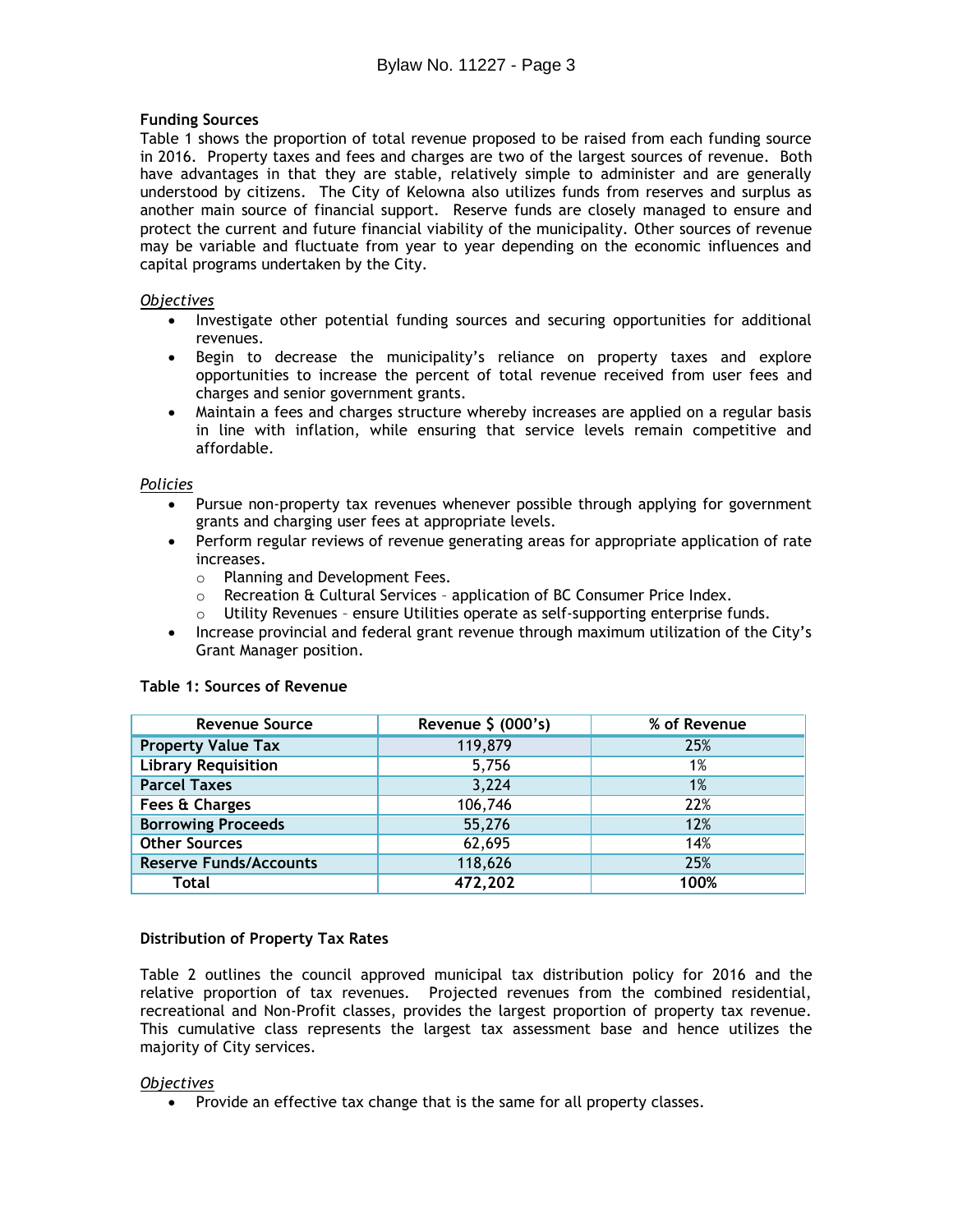**Funding Sources**

Table 1 shows the proportion of total revenue proposed to be raised from each funding source in 2016. Property taxes and fees and charges are two of the largest sources of revenue. Both have advantages in that they are stable, relatively simple to administer and are generally understood by citizens. The City of Kelowna also utilizes funds from reserves and surplus as another main source of financial support. Reserve funds are closely managed to ensure and protect the current and future financial viability of the municipality. Other sources of revenue may be variable and fluctuate from year to year depending on the economic influences and capital programs undertaken by the City.

*Objectives*

- Investigate other potential funding sources and securing opportunities for additional revenues.
- Begin to decrease the municipality's reliance on property taxes and explore opportunities to increase the percent of total revenue received from user fees and charges and senior government grants.
- Maintain a fees and charges structure whereby increases are applied on a regular basis in line with inflation, while ensuring that service levels remain competitive and affordable.

*Policies*

- Pursue non-property tax revenues whenever possible through applying for government grants and charging user fees at appropriate levels.
- Perform regular reviews of revenue generating areas for appropriate application of rate increases.
  - Planning and Development Fees.
  - Recreation & Cultural Services – application of BC Consumer Price Index.
  - Utility Revenues – ensure Utilities operate as self-supporting enterprise funds.
- Increase provincial and federal grant revenue through maximum utilization of the City's Grant Manager position.

**Table 1: Sources of Revenue**

| Revenue Source | Revenue $ (000's) | % of Revenue |
|---|---|---|
| **Property Value Tax** | 119,879 | 25% |
| **Library Requisition** | 5,756 | 1% |
| **Parcel Taxes** | 3,224 | 1% |
| **Fees & Charges** | 106,746 | 22% |
| **Borrowing Proceeds** | 55,276 | 12% |
| **Other Sources** | 62,695 | 14% |
| **Reserve Funds/Accounts** | 118,626 | 25% |
| **Total** | **472,202** | **100%** |

**Distribution of Property Tax Rates**

Table 2 outlines the council approved municipal tax distribution policy for 2016 and the relative proportion of tax revenues. Projected revenues from the combined residential, recreational and Non-Profit classes, provides the largest proportion of property tax revenue. This cumulative class represents the largest tax assessment base and hence utilizes the majority of City services.

*Objectives*

- Provide an effective tax change that is the same for all property classes.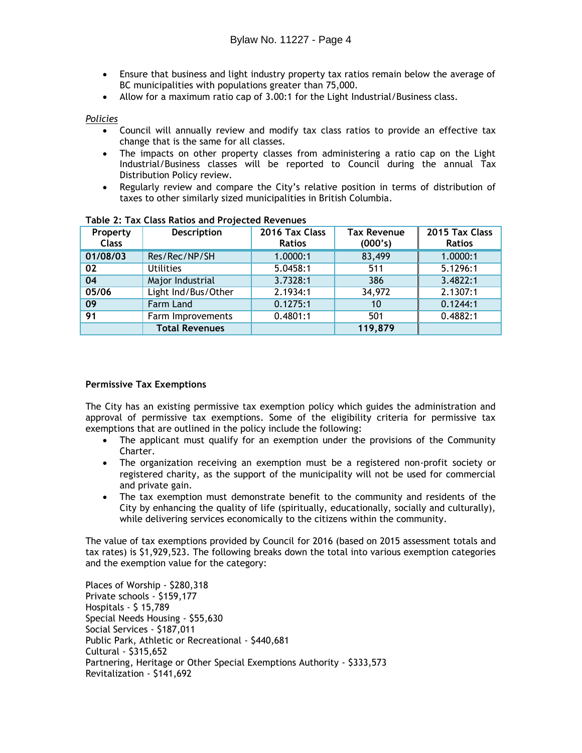- Ensure that business and light industry property tax ratios remain below the average of BC municipalities with populations greater than 75,000.
- Allow for a maximum ratio cap of 3.00:1 for the Light Industrial/Business class.

*Policies*

- Council will annually review and modify tax class ratios to provide an effective tax change that is the same for all classes.
- The impacts on other property classes from administering a ratio cap on the Light Industrial/Business classes will be reported to Council during the annual Tax Distribution Policy review.
- Regularly review and compare the City's relative position in terms of distribution of taxes to other similarly sized municipalities in British Columbia.

**Table 2: Tax Class Ratios and Projected Revenues**

| Property Class | Description | 2016 Tax Class Ratios | Tax Revenue (000's) | 2015 Tax Class Ratios |
|---|---|---|---|---|
| **01/08/03** | Res/Rec/NP/SH | 1.0000:1 | 83,499 | 1.0000:1 |
| **02** | Utilities | 5.0458:1 | 511 | 5.1296:1 |
| **04** | Major Industrial | 3.7328:1 | 386 | 3.4822:1 |
| **05/06** | Light Ind/Bus/Other | 2.1934:1 | 34,972 | 2.1307:1 |
| **09** | Farm Land | 0.1275:1 | 10 | 0.1244:1 |
| **91** | Farm Improvements | 0.4801:1 | 501 | 0.4882:1 |
| | **Total Revenues** | | **119,879** | |

**Permissive Tax Exemptions**

The City has an existing permissive tax exemption policy which guides the administration and approval of permissive tax exemptions. Some of the eligibility criteria for permissive tax exemptions that are outlined in the policy include the following:

- The applicant must qualify for an exemption under the provisions of the Community Charter.
- The organization receiving an exemption must be a registered non-profit society or registered charity, as the support of the municipality will not be used for commercial and private gain.
- The tax exemption must demonstrate benefit to the community and residents of the City by enhancing the quality of life (spiritually, educationally, socially and culturally), while delivering services economically to the citizens within the community.

The value of tax exemptions provided by Council for 2016 (based on 2015 assessment totals and tax rates) is $1,929,523. The following breaks down the total into various exemption categories and the exemption value for the category:

Places of Worship - $280,318  
Private schools - $159,177  
Hospitals - $ 15,789  
Special Needs Housing - $55,630  
Social Services - $187,011  
Public Park, Athletic or Recreational - $440,681  
Cultural - $315,652  
Partnering, Heritage or Other Special Exemptions Authority - $333,573  
Revitalization - $141,692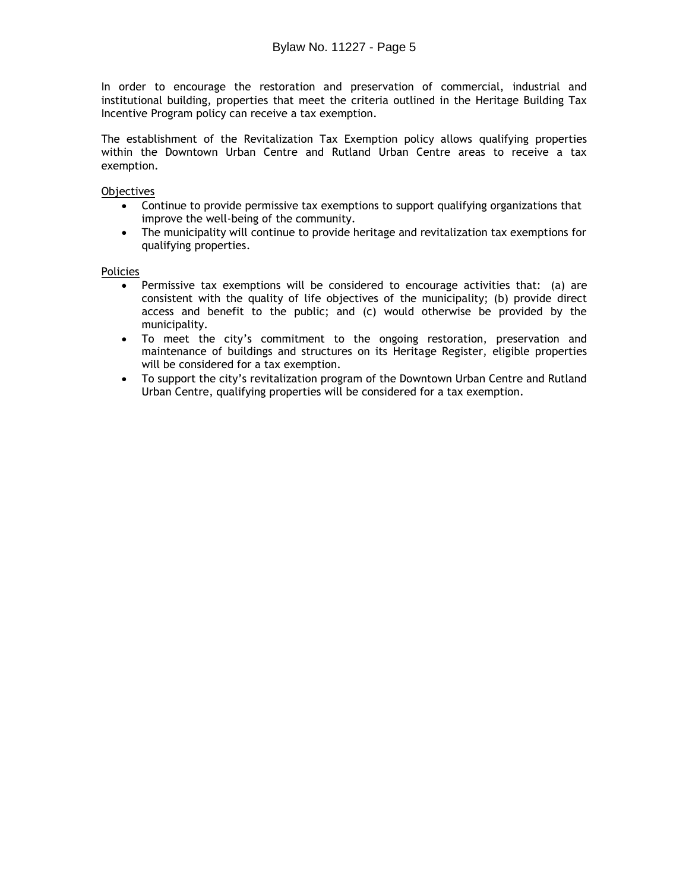In order to encourage the restoration and preservation of commercial, industrial and institutional building, properties that meet the criteria outlined in the Heritage Building Tax Incentive Program policy can receive a tax exemption.

The establishment of the Revitalization Tax Exemption policy allows qualifying properties within the Downtown Urban Centre and Rutland Urban Centre areas to receive a tax exemption.

<u>Objectives</u>

- Continue to provide permissive tax exemptions to support qualifying organizations that improve the well-being of the community.
- The municipality will continue to provide heritage and revitalization tax exemptions for qualifying properties.

<u>Policies</u>

- Permissive tax exemptions will be considered to encourage activities that: (a) are consistent with the quality of life objectives of the municipality; (b) provide direct access and benefit to the public; and (c) would otherwise be provided by the municipality.
- To meet the city's commitment to the ongoing restoration, preservation and maintenance of buildings and structures on its Heritage Register, eligible properties will be considered for a tax exemption.
- To support the city's revitalization program of the Downtown Urban Centre and Rutland Urban Centre, qualifying properties will be considered for a tax exemption.